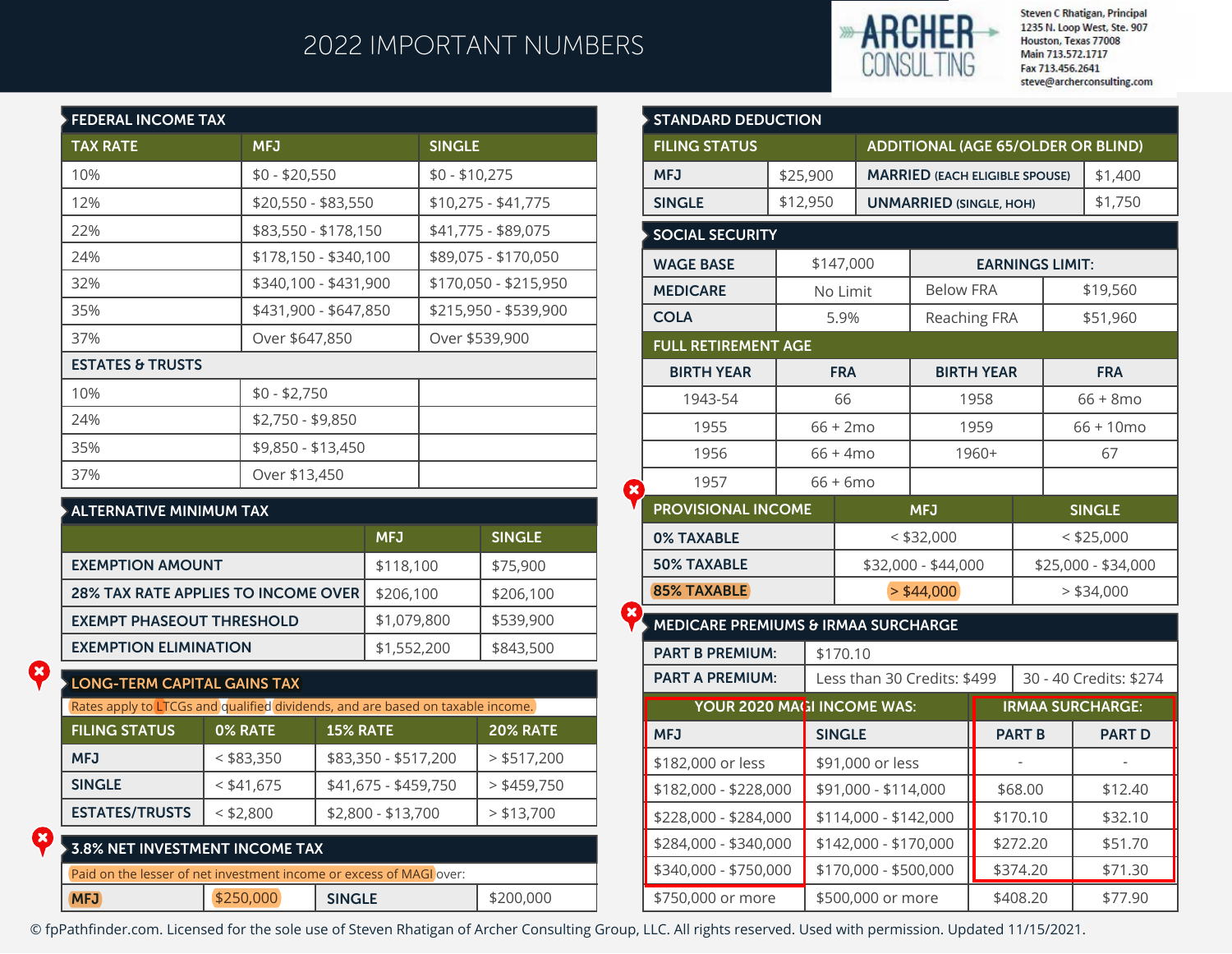# 2022 IMPORTANT NUMBERS

ARCHER CONSULTING

Steven C Rhatigan, Principal
1235 N. Loop West, Ste. 907
Houston, Texas 77008
Main 713.572.1717
Fax 713.456.2641
steve@archerconsulting.com

## FEDERAL INCOME TAX

| TAX RATE | MFJ | SINGLE |
|---|---|---|
| 10% | $0 - $20,550 | $0 - $10,275 |
| 12% | $20,550 - $83,550 | $10,275 - $41,775 |
| 22% | $83,550 - $178,150 | $41,775 - $89,075 |
| 24% | $178,150 - $340,100 | $89,075 - $170,050 |
| 32% | $340,100 - $431,900 | $170,050 - $215,950 |
| 35% | $431,900 - $647,850 | $215,950 - $539,900 |
| 37% | Over $647,850 | Over $539,900 |
| **ESTATES & TRUSTS** | | |
| 10% | $0 - $2,750 | |
| 24% | $2,750 - $9,850 | |
| 35% | $9,850 - $13,450 | |
| 37% | Over $13,450 | |

## ALTERNATIVE MINIMUM TAX

| | MFJ | SINGLE |
|---|---|---|
| EXEMPTION AMOUNT | $118,100 | $75,900 |
| 28% TAX RATE APPLIES TO INCOME OVER | $206,100 | $206,100 |
| EXEMPT PHASEOUT THRESHOLD | $1,079,800 | $539,900 |
| EXEMPTION ELIMINATION | $1,552,200 | $843,500 |

## LONG-TERM CAPITAL GAINS TAX

Rates apply to LTCGs and qualified dividends, and are based on taxable income.

| FILING STATUS | 0% RATE | 15% RATE | 20% RATE |
|---|---|---|---|
| MFJ | < $83,350 | $83,350 - $517,200 | > $517,200 |
| SINGLE | < $41,675 | $41,675 - $459,750 | > $459,750 |
| ESTATES/TRUSTS | < $2,800 | $2,800 - $13,700 | > $13,700 |

## 3.8% NET INVESTMENT INCOME TAX

Paid on the lesser of net investment income or excess of MAGI over:

| MFJ | $250,000 | SINGLE | $200,000 |
|---|---|---|---|

## STANDARD DEDUCTION

| FILING STATUS | | ADDITIONAL (AGE 65/OLDER OR BLIND) | |
|---|---|---|---|
| MFJ | $25,900 | MARRIED (EACH ELIGIBLE SPOUSE) | $1,400 |
| SINGLE | $12,950 | UNMARRIED (SINGLE, HOH) | $1,750 |

## SOCIAL SECURITY

| WAGE BASE | $147,000 | EARNINGS LIMIT: | |
|---|---|---|---|
| MEDICARE | No Limit | Below FRA | $19,560 |
| COLA | 5.9% | Reaching FRA | $51,960 |

### FULL RETIREMENT AGE

| BIRTH YEAR | FRA | BIRTH YEAR | FRA |
|---|---|---|---|
| 1943-54 | 66 | 1958 | 66 + 8mo |
| 1955 | 66 + 2mo | 1959 | 66 + 10mo |
| 1956 | 66 + 4mo | 1960+ | 67 |
| 1957 | 66 + 6mo | | |

| PROVISIONAL INCOME | MFJ | SINGLE |
|---|---|---|
| 0% TAXABLE | < $32,000 | < $25,000 |
| 50% TAXABLE | $32,000 - $44,000 | $25,000 - $34,000 |
| 85% TAXABLE | > $44,000 | > $34,000 |

## MEDICARE PREMIUMS & IRMAA SURCHARGE

| PART B PREMIUM: | $170.10 | |
|---|---|---|
| PART A PREMIUM: | Less than 30 Credits: $499 | 30 - 40 Credits: $274 |

| YOUR 2020 MAGI INCOME WAS: | | IRMAA SURCHARGE: | |
|---|---|---|---|
| MFJ | SINGLE | PART B | PART D |
| $182,000 or less | $91,000 or less | - | - |
| $182,000 - $228,000 | $91,000 - $114,000 | $68.00 | $12.40 |
| $228,000 - $284,000 | $114,000 - $142,000 | $170.10 | $32.10 |
| $284,000 - $340,000 | $142,000 - $170,000 | $272.20 | $51.70 |
| $340,000 - $750,000 | $170,000 - $500,000 | $374.20 | $71.30 |
| $750,000 or more | $500,000 or more | $408.20 | $77.90 |

© fpPathfinder.com. Licensed for the sole use of Steven Rhatigan of Archer Consulting Group, LLC. All rights reserved. Used with permission. Updated 11/15/2021.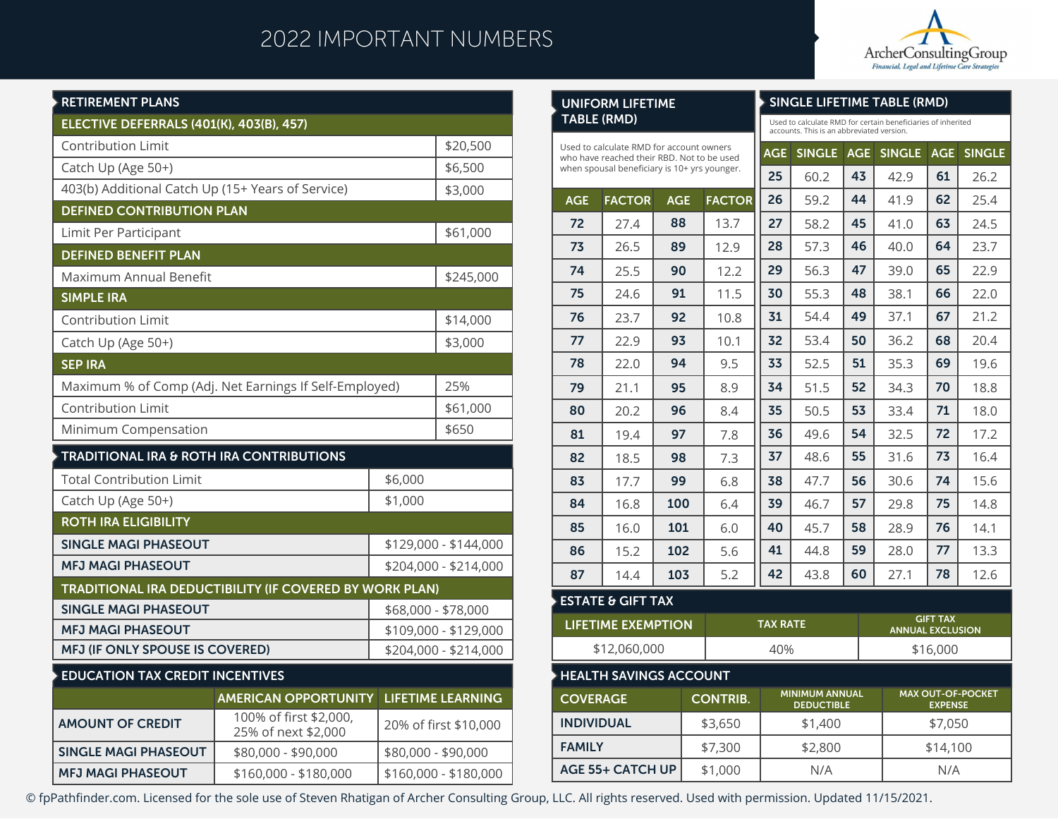# 2022 IMPORTANT NUMBERS

ArcherConsultingGroup
*Financial, Legal and Lifetime Care Strategies*

## RETIREMENT PLANS

| | |
|---|---|
| **ELECTIVE DEFERRALS (401(K), 403(B), 457)** | |
| Contribution Limit | $20,500 |
| Catch Up (Age 50+) | $6,500 |
| 403(b) Additional Catch Up (15+ Years of Service) | $3,000 |
| **DEFINED CONTRIBUTION PLAN** | |
| Limit Per Participant | $61,000 |
| **DEFINED BENEFIT PLAN** | |
| Maximum Annual Benefit | $245,000 |
| **SIMPLE IRA** | |
| Contribution Limit | $14,000 |
| Catch Up (Age 50+) | $3,000 |
| **SEP IRA** | |
| Maximum % of Comp (Adj. Net Earnings If Self-Employed) | 25% |
| Contribution Limit | $61,000 |
| Minimum Compensation | $650 |

## TRADITIONAL IRA & ROTH IRA CONTRIBUTIONS

| | |
|---|---|
| Total Contribution Limit | $6,000 |
| Catch Up (Age 50+) | $1,000 |
| **ROTH IRA ELIGIBILITY** | |
| **SINGLE MAGI PHASEOUT** | $129,000 - $144,000 |
| **MFJ MAGI PHASEOUT** | $204,000 - $214,000 |
| **TRADITIONAL IRA DEDUCTIBILITY (IF COVERED BY WORK PLAN)** | |
| **SINGLE MAGI PHASEOUT** | $68,000 - $78,000 |
| **MFJ MAGI PHASEOUT** | $109,000 - $129,000 |
| **MFJ (IF ONLY SPOUSE IS COVERED)** | $204,000 - $214,000 |

## EDUCATION TAX CREDIT INCENTIVES

| | AMERICAN OPPORTUNITY | LIFETIME LEARNING |
|---|---|---|
| **AMOUNT OF CREDIT** | 100% of first $2,000, 25% of next $2,000 | 20% of first $10,000 |
| **SINGLE MAGI PHASEOUT** | $80,000 - $90,000 | $80,000 - $90,000 |
| **MFJ MAGI PHASEOUT** | $160,000 - $180,000 | $160,000 - $180,000 |

## UNIFORM LIFETIME TABLE (RMD)

Used to calculate RMD for account owners who have reached their RBD. Not to be used when spousal beneficiary is 10+ yrs younger.

| AGE | FACTOR | AGE | FACTOR |
|---|---|---|---|
| 72 | 27.4 | 88 | 13.7 |
| 73 | 26.5 | 89 | 12.9 |
| 74 | 25.5 | 90 | 12.2 |
| 75 | 24.6 | 91 | 11.5 |
| 76 | 23.7 | 92 | 10.8 |
| 77 | 22.9 | 93 | 10.1 |
| 78 | 22.0 | 94 | 9.5 |
| 79 | 21.1 | 95 | 8.9 |
| 80 | 20.2 | 96 | 8.4 |
| 81 | 19.4 | 97 | 7.8 |
| 82 | 18.5 | 98 | 7.3 |
| 83 | 17.7 | 99 | 6.8 |
| 84 | 16.8 | 100 | 6.4 |
| 85 | 16.0 | 101 | 6.0 |
| 86 | 15.2 | 102 | 5.6 |
| 87 | 14.4 | 103 | 5.2 |

## SINGLE LIFETIME TABLE (RMD)

Used to calculate RMD for certain beneficiaries of inherited accounts. This is an abbreviated version.

| AGE | SINGLE | AGE | SINGLE | AGE | SINGLE |
|---|---|---|---|---|---|
| 25 | 60.2 | 43 | 42.9 | 61 | 26.2 |
| 26 | 59.2 | 44 | 41.9 | 62 | 25.4 |
| 27 | 58.2 | 45 | 41.0 | 63 | 24.5 |
| 28 | 57.3 | 46 | 40.0 | 64 | 23.7 |
| 29 | 56.3 | 47 | 39.0 | 65 | 22.9 |
| 30 | 55.3 | 48 | 38.1 | 66 | 22.0 |
| 31 | 54.4 | 49 | 37.1 | 67 | 21.2 |
| 32 | 53.4 | 50 | 36.2 | 68 | 20.4 |
| 33 | 52.5 | 51 | 35.3 | 69 | 19.6 |
| 34 | 51.5 | 52 | 34.3 | 70 | 18.8 |
| 35 | 50.5 | 53 | 33.4 | 71 | 18.0 |
| 36 | 49.6 | 54 | 32.5 | 72 | 17.2 |
| 37 | 48.6 | 55 | 31.6 | 73 | 16.4 |
| 38 | 47.7 | 56 | 30.6 | 74 | 15.6 |
| 39 | 46.7 | 57 | 29.8 | 75 | 14.8 |
| 40 | 45.7 | 58 | 28.9 | 76 | 14.1 |
| 41 | 44.8 | 59 | 28.0 | 77 | 13.3 |
| 42 | 43.8 | 60 | 27.1 | 78 | 12.6 |

## ESTATE & GIFT TAX

| LIFETIME EXEMPTION | TAX RATE | GIFT TAX ANNUAL EXCLUSION |
|---|---|---|
| $12,060,000 | 40% | $16,000 |

## HEALTH SAVINGS ACCOUNT

| COVERAGE | CONTRIB. | MINIMUM ANNUAL DEDUCTIBLE | MAX OUT-OF-POCKET EXPENSE |
|---|---|---|---|
| **INDIVIDUAL** | $3,650 | $1,400 | $7,050 |
| **FAMILY** | $7,300 | $2,800 | $14,100 |
| **AGE 55+ CATCH UP** | $1,000 | N/A | N/A |

© fpPathfinder.com. Licensed for the sole use of Steven Rhatigan of Archer Consulting Group, LLC. All rights reserved. Used with permission. Updated 11/15/2021.